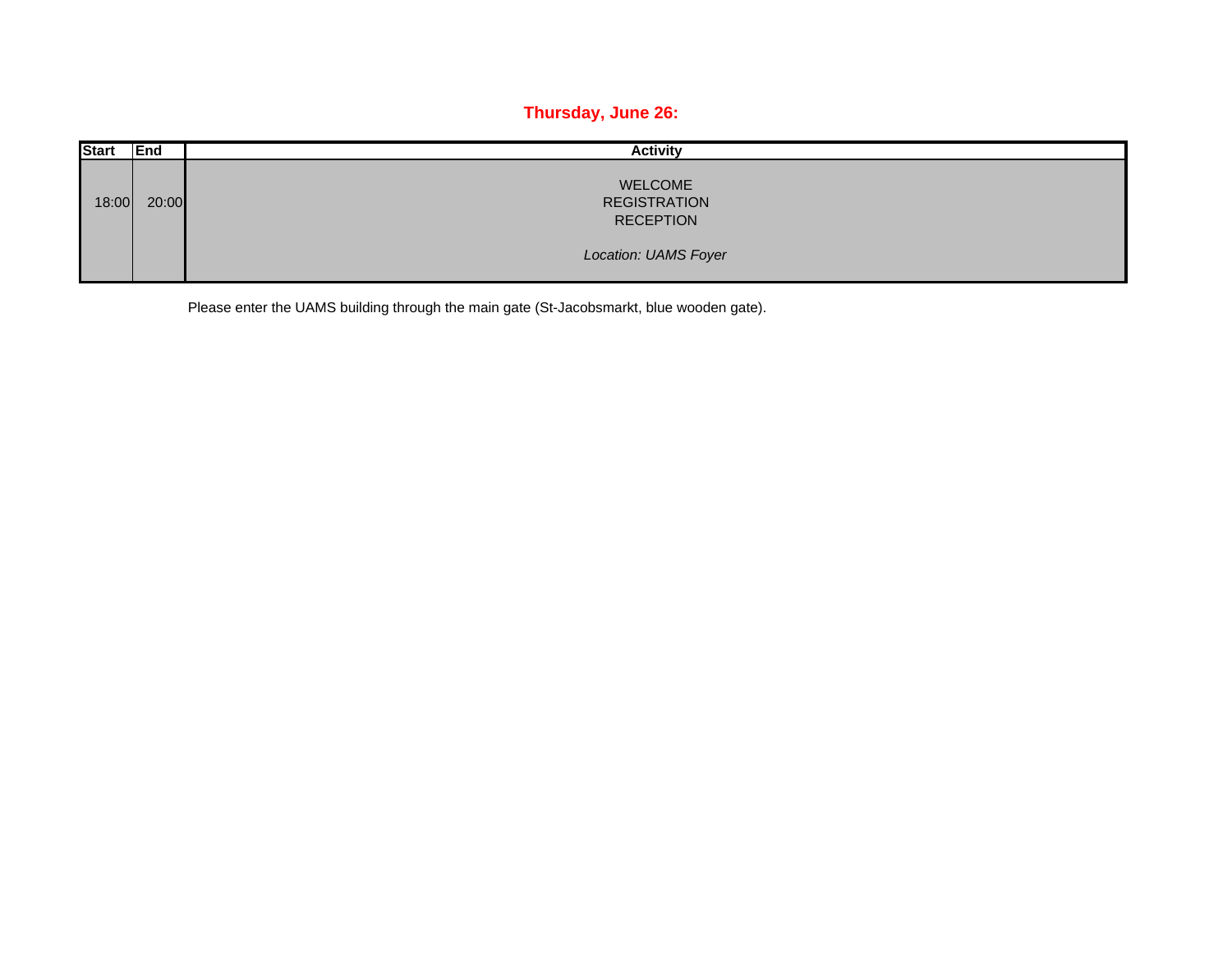## Thursday, June 26:

| Start | End | Activity |
|---|---|---|
| 18:00 | 20:00 | WELCOME<br>REGISTRATION<br>RECEPTION<br><br>*Location: UAMS Foyer* |

Please enter the UAMS building through the main gate (St-Jacobsmarkt, blue wooden gate).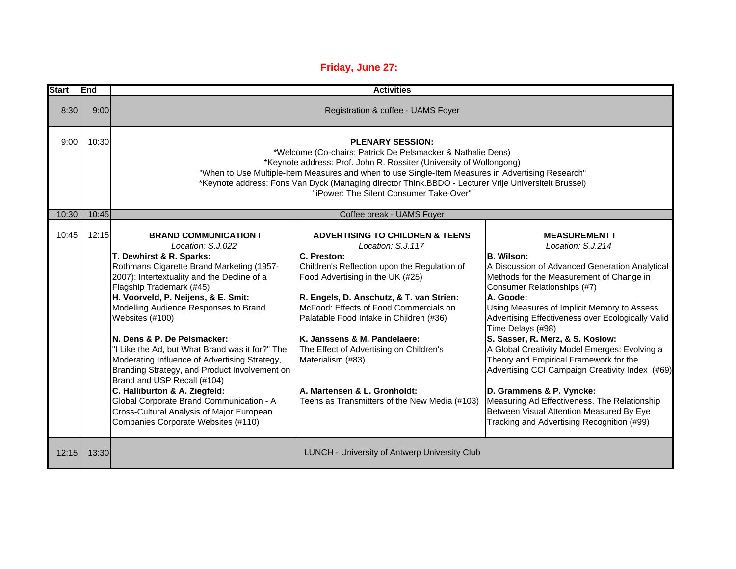## Friday, June 27:

| Start | End | Activities | | |
|---|---|---|---|---|
| 8:30 | 9:00 | Registration & coffee - UAMS Foyer | | |
| 9:00 | 10:30 | **PLENARY SESSION:**<br>*Welcome (Co-chairs: Patrick De Pelsmacker & Nathalie Dens)<br>*Keynote address: Prof. John R. Rossiter (University of Wollongong)<br>"When to Use Multiple-Item Measures and when to use Single-Item Measures in Advertising Research"<br>*Keynote address: Fons Van Dyck (Managing director Think.BBDO - Lecturer Vrije Universiteit Brussel)<br>"iPower: The Silent Consumer Take-Over" | | |
| 10:30 | 10:45 | Coffee break - UAMS Foyer | | |
| 10:45 | 12:15 | **BRAND COMMUNICATION I**<br>*Location: S.J.022*<br>**T. Dewhirst & R. Sparks:**<br>Rothmans Cigarette Brand Marketing (1957-2007): Intertextuality and the Decline of a Flagship Trademark (#45)<br>**H. Voorveld, P. Neijens, & E. Smit:**<br>Modelling Audience Responses to Brand Websites (#100)<br>**N. Dens & P. De Pelsmacker:**<br>"I Like the Ad, but What Brand was it for?" The Moderating Influence of Advertising Strategy, Branding Strategy, and Product Involvement on Brand and USP Recall (#104)<br>**C. Halliburton & A. Ziegfeld:**<br>Global Corporate Brand Communication - A Cross-Cultural Analysis of Major European Companies Corporate Websites (#110) | **ADVERTISING TO CHILDREN & TEENS**<br>*Location: S.J.117*<br>**C. Preston:**<br>Children's Reflection upon the Regulation of Food Advertising in the UK (#25)<br>**R. Engels, D. Anschutz, & T. van Strien:**<br>McFood: Effects of Food Commercials on Palatable Food Intake in Children (#36)<br>**K. Janssens & M. Pandelaere:**<br>The Effect of Advertising on Children's Materialism (#83)<br>**A. Martensen & L. Gronholdt:**<br>Teens as Transmitters of the New Media (#103) | **MEASUREMENT I**<br>*Location: S.J.214*<br>**B. Wilson:**<br>A Discussion of Advanced Generation Analytical Methods for the Measurement of Change in Consumer Relationships (#7)<br>**A. Goode:**<br>Using Measures of Implicit Memory to Assess Advertising Effectiveness over Ecologically Valid Time Delays (#98)<br>**S. Sasser, R. Merz, & S. Koslow:**<br>A Global Creativity Model Emerges: Evolving a Theory and Empirical Framework for the Advertising CCI Campaign Creativity Index (#69)<br>**D. Grammens & P. Vyncke:**<br>Measuring Ad Effectiveness. The Relationship Between Visual Attention Measured By Eye Tracking and Advertising Recognition (#99) |
| 12:15 | 13:30 | LUNCH - University of Antwerp University Club | | |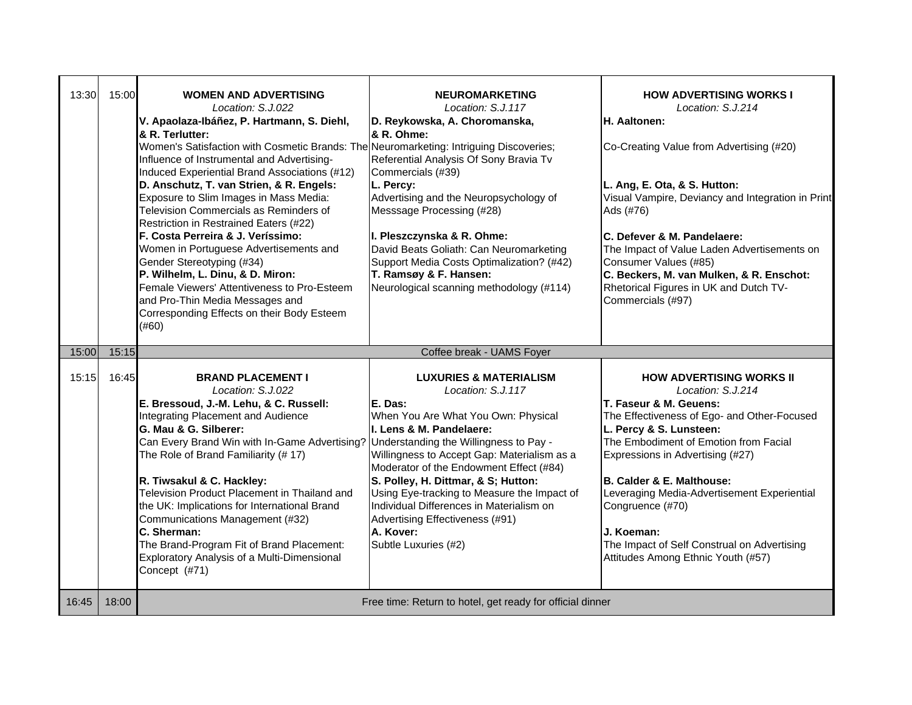| Start | End | Session 1 | Session 2 | Session 3 |
|---|---|---|---|---|
| 13:30 | 15:00 | **WOMEN AND ADVERTISING**<br>*Location: S.J.022*<br>**V. Apaolaza-Ibáñez, P. Hartmann, S. Diehl, & R. Terlutter:**<br>Women's Satisfaction with Cosmetic Brands: The Influence of Instrumental and Advertising-Induced Experiential Brand Associations (#12)<br>**D. Anschutz, T. van Strien, & R. Engels:**<br>Exposure to Slim Images in Mass Media: Television Commercials as Reminders of Restriction in Restrained Eaters (#22)<br>**F. Costa Perreira & J. Veríssimo:**<br>Women in Portuguese Advertisements and Gender Stereotyping (#34)<br>**P. Wilhelm, L. Dinu, & D. Miron:**<br>Female Viewers' Attentiveness to Pro-Esteem and Pro-Thin Media Messages and Corresponding Effects on their Body Esteem (#60) | **NEUROMARKETING**<br>*Location: S.J.117*<br>**D. Reykowska, A. Choromanska, & R. Ohme:**<br>Neuromarketing: Intriguing Discoveries; Referential Analysis Of Sony Bravia Tv Commercials (#39)<br>**L. Percy:**<br>Advertising and the Neuropsychology of Messsage Processing (#28)<br>**I. Pleszczynska & R. Ohme:**<br>David Beats Goliath: Can Neuromarketing Support Media Costs Optimalization? (#42)<br>**T. Ramsøy & F. Hansen:**<br>Neurological scanning methodology (#114) | **HOW ADVERTISING WORKS I**<br>*Location: S.J.214*<br>**H. Aaltonen:**<br>Co-Creating Value from Advertising (#20)<br>**L. Ang, E. Ota, & S. Hutton:**<br>Visual Vampire, Deviancy and Integration in Print Ads (#76)<br>**C. Defever & M. Pandelaere:**<br>The Impact of Value Laden Advertisements on Consumer Values (#85)<br>**C. Beckers, M. van Mulken, & R. Enschot:**<br>Rhetorical Figures in UK and Dutch TV-Commercials (#97) |
| 15:00 | 15:15 | Coffee break - UAMS Foyer | | |
| 15:15 | 16:45 | **BRAND PLACEMENT I**<br>*Location: S.J.022*<br>**E. Bressoud, J.-M. Lehu, & C. Russell:**<br>Integrating Placement and Audience<br>**G. Mau & G. Silberer:**<br>Can Every Brand Win with In-Game Advertising? The Role of Brand Familiarity (# 17)<br>**R. Tiwsakul & C. Hackley:**<br>Television Product Placement in Thailand and the UK: Implications for International Brand Communications Management (#32)<br>**C. Sherman:**<br>The Brand-Program Fit of Brand Placement: Exploratory Analysis of a Multi-Dimensional Concept (#71) | **LUXURIES & MATERIALISM**<br>*Location: S.J.117*<br>**E. Das:**<br>When You Are What You Own: Physical<br>**I. Lens & M. Pandelaere:**<br>Understanding the Willingness to Pay - Willingness to Accept Gap: Materialism as a Moderator of the Endowment Effect (#84)<br>**S. Polley, H. Dittmar, & S; Hutton:**<br>Using Eye-tracking to Measure the Impact of Individual Differences in Materialism on Advertising Effectiveness (#91)<br>**A. Kover:**<br>Subtle Luxuries (#2) | **HOW ADVERTISING WORKS II**<br>*Location: S.J.214*<br>**T. Faseur & M. Geuens:**<br>The Effectiveness of Ego- and Other-Focused<br>**L. Percy & S. Lunsteen:**<br>The Embodiment of Emotion from Facial Expressions in Advertising (#27)<br>**B. Calder & E. Malthouse:**<br>Leveraging Media-Advertisement Experiential Congruence (#70)<br>**J. Koeman:**<br>The Impact of Self Construal on Advertising Attitudes Among Ethnic Youth (#57) |
| 16:45 | 18:00 | Free time: Return to hotel, get ready for official dinner | | |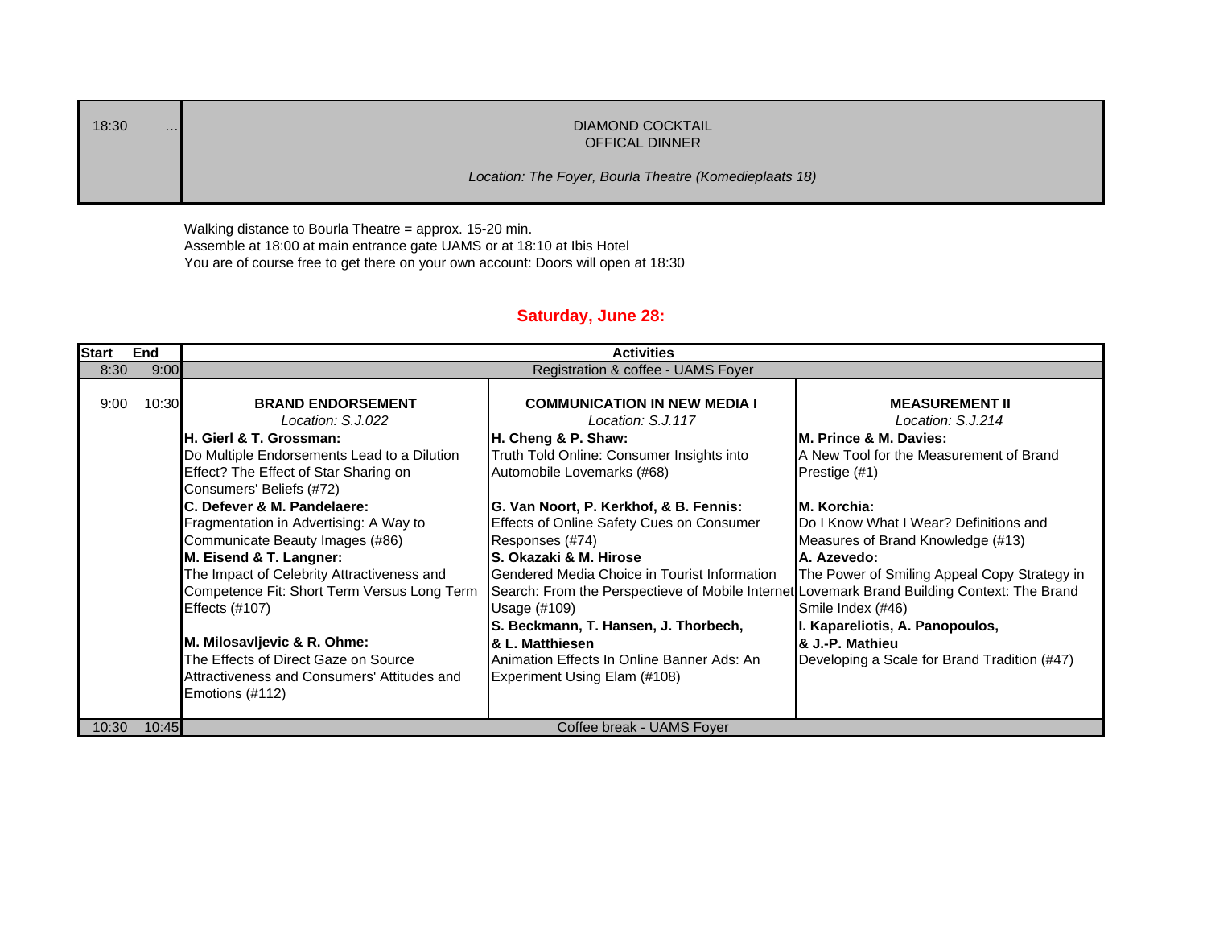| 18:30 | … | DIAMOND COCKTAIL<br>OFFICAL DINNER<br><br>*Location: The Foyer, Bourla Theatre (Komedieplaats 18)* |
|---|---|---|

Walking distance to Bourla Theatre = approx. 15-20 min.
Assemble at 18:00 at main entrance gate UAMS or at 18:10 at Ibis Hotel
You are of course free to get there on your own account: Doors will open at 18:30

## Saturday, June 28:

| Start | End | Activities | | |
|---|---|---|---|---|
| 8:30 | 9:00 | Registration & coffee - UAMS Foyer | | |
| 9:00 | 10:30 | **BRAND ENDORSEMENT**<br>*Location: S.J.022*<br>**H. Gierl & T. Grossman:**<br>Do Multiple Endorsements Lead to a Dilution Effect? The Effect of Star Sharing on Consumers' Beliefs (#72)<br>**C. Defever & M. Pandelaere:**<br>Fragmentation in Advertising: A Way to Communicate Beauty Images (#86)<br>**M. Eisend & T. Langner:**<br>The Impact of Celebrity Attractiveness and Competence Fit: Short Term Versus Long Term Effects (#107)<br>**M. Milosavljevic & R. Ohme:**<br>The Effects of Direct Gaze on Source Attractiveness and Consumers' Attitudes and Emotions (#112) | **COMMUNICATION IN NEW MEDIA I**<br>*Location: S.J.117*<br>**H. Cheng & P. Shaw:**<br>Truth Told Online: Consumer Insights into Automobile Lovemarks (#68)<br>**G. Van Noort, P. Kerkhof, & B. Fennis:**<br>Effects of Online Safety Cues on Consumer Responses (#74)<br>**S. Okazaki & M. Hirose**<br>Gendered Media Choice in Tourist Information Search: From the Perspectieve of Mobile Internet Usage (#109)<br>**S. Beckmann, T. Hansen, J. Thorbech, & L. Matthiesen**<br>Animation Effects In Online Banner Ads: An Experiment Using Elam (#108) | **MEASUREMENT II**<br>*Location: S.J.214*<br>**M. Prince & M. Davies:**<br>A New Tool for the Measurement of Brand Prestige (#1)<br>**M. Korchia:**<br>Do I Know What I Wear? Definitions and Measures of Brand Knowledge (#13)<br>**A. Azevedo:**<br>The Power of Smiling Appeal Copy Strategy in Lovemark Brand Building Context: The Brand Smile Index (#46)<br>**I. Kapareliotis, A. Panopoulos, & J.-P. Mathieu**<br>Developing a Scale for Brand Tradition (#47) |
| 10:30 | 10:45 | Coffee break - UAMS Foyer | | |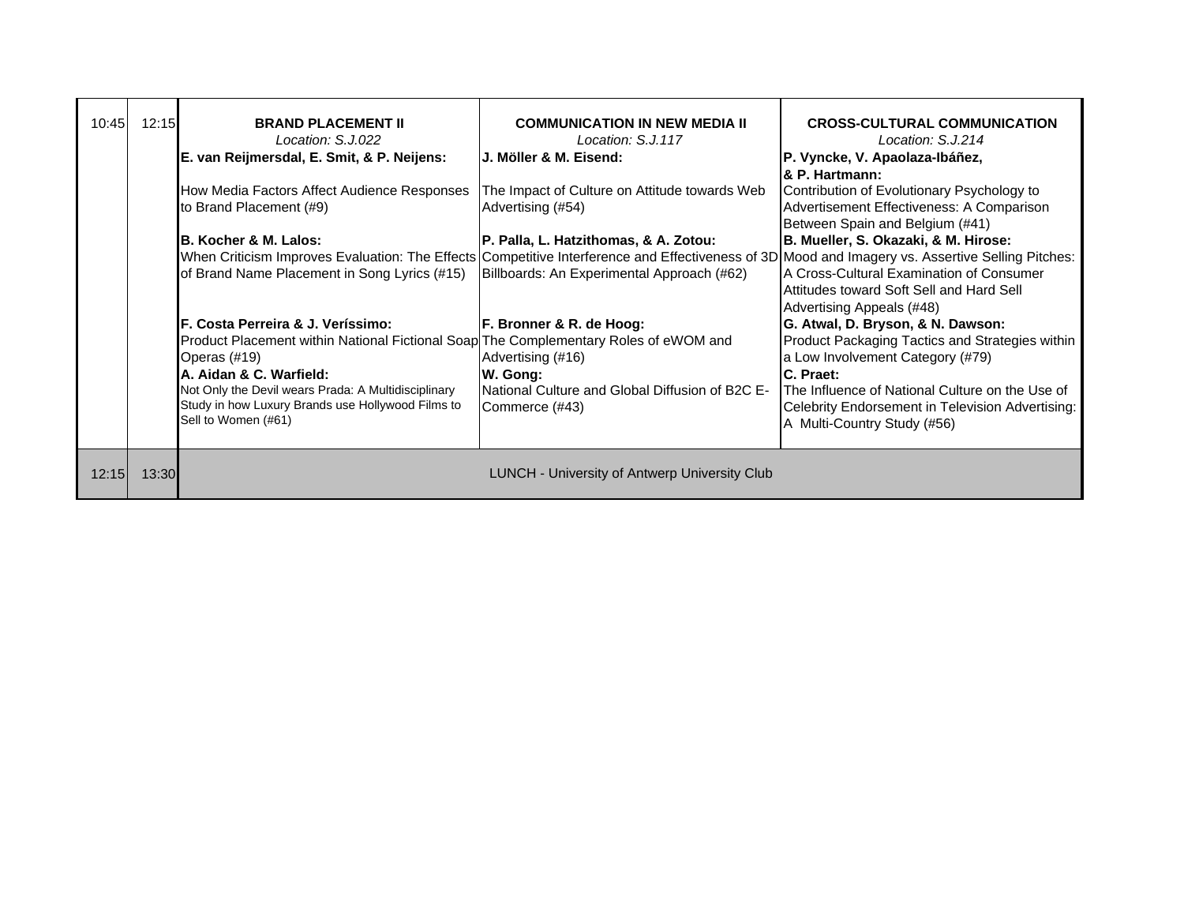| Start | End | Session 1 | Session 2 | Session 3 |
|---|---|---|---|---|
| 10:45 | 12:15 | **BRAND PLACEMENT II**<br>*Location: S.J.022* | **COMMUNICATION IN NEW MEDIA II**<br>*Location: S.J.117* | **CROSS-CULTURAL COMMUNICATION**<br>*Location: S.J.214* |
| | | **E. van Reijmersdal, E. Smit, & P. Neijens:**<br>How Media Factors Affect Audience Responses to Brand Placement (#9) | **J. Möller & M. Eisend:**<br>The Impact of Culture on Attitude towards Web Advertising (#54) | **P. Vyncke, V. Apaolaza-Ibáñez, & P. Hartmann:**<br>Contribution of Evolutionary Psychology to Advertisement Effectiveness: A Comparison Between Spain and Belgium (#41) |
| | | **B. Kocher & M. Lalos:**<br>When Criticism Improves Evaluation: The Effects of Brand Name Placement in Song Lyrics (#15) | **P. Palla, L. Hatzithomas, & A. Zotou:**<br>Competitive Interference and Effectiveness of 3D Billboards: An Experimental Approach (#62) | **B. Mueller, S. Okazaki, & M. Hirose:**<br>Mood and Imagery vs. Assertive Selling Pitches: A Cross-Cultural Examination of Consumer Attitudes toward Soft Sell and Hard Sell Advertising Appeals (#48) |
| | | **F. Costa Perreira & J. Veríssimo:**<br>Product Placement within National Fictional Soap Operas (#19) | **F. Bronner & R. de Hoog:**<br>The Complementary Roles of eWOM and Advertising (#16) | **G. Atwal, D. Bryson, & N. Dawson:**<br>Product Packaging Tactics and Strategies within a Low Involvement Category (#79) |
| | | **A. Aidan & C. Warfield:**<br>Not Only the Devil wears Prada: A Multidisciplinary Study in how Luxury Brands use Hollywood Films to Sell to Women (#61) | **W. Gong:**<br>National Culture and Global Diffusion of B2C E-Commerce (#43) | **C. Praet:**<br>The Influence of National Culture on the Use of Celebrity Endorsement in Television Advertising: A Multi-Country Study (#56) |
| 12:15 | 13:30 | LUNCH - University of Antwerp University Club | | |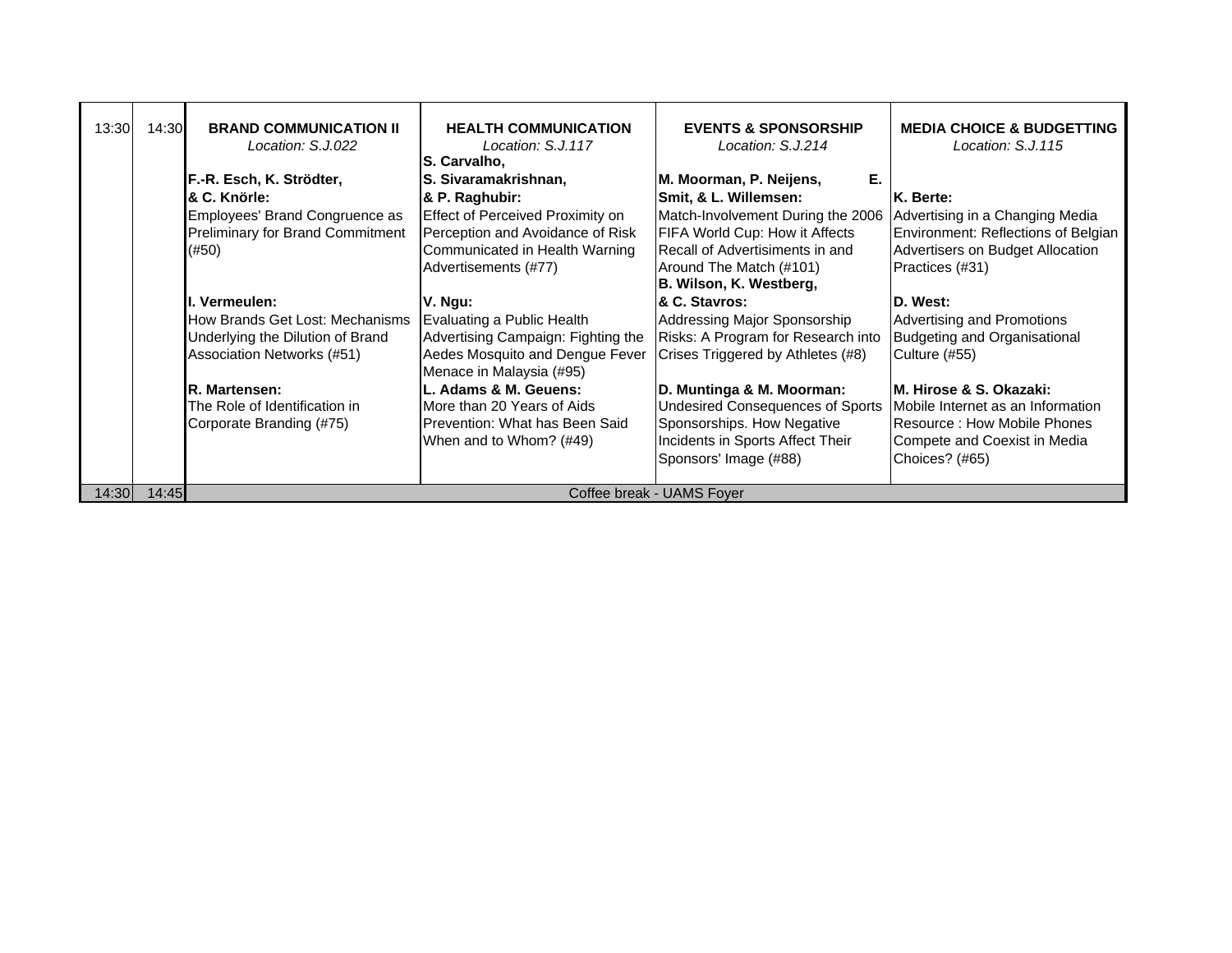| | | BRAND COMMUNICATION II *Location: S.J.022* | HEALTH COMMUNICATION *Location: S.J.117* | EVENTS & SPONSORSHIP *Location: S.J.214* | MEDIA CHOICE & BUDGETTING *Location: S.J.115* |
|---|---|---|---|---|---|
| 13:30 | 14:30 | **F.-R. Esch, K. Strödter, & C. Knörle:** Employees' Brand Congruence as Preliminary for Brand Commitment (#50) | **S. Carvalho, S. Sivaramakrishnan, & P. Raghubir:** Effect of Perceived Proximity on Perception and Avoidance of Risk Communicated in Health Warning Advertisements (#77) | **M. Moorman, P. Neijens, E. Smit, & L. Willemsen:** Match-Involvement During the 2006 FIFA World Cup: How it Affects Recall of Advertisiments in and Around The Match (#101) | **K. Berte:** Advertising in a Changing Media Environment: Reflections of Belgian Advertisers on Budget Allocation Practices (#31) |
| | | **I. Vermeulen:** How Brands Get Lost: Mechanisms Underlying the Dilution of Brand Association Networks (#51) | **V. Ngu:** Evaluating a Public Health Advertising Campaign: Fighting the Aedes Mosquito and Dengue Fever Menace in Malaysia (#95) | **B. Wilson, K. Westberg, & C. Stavros:** Addressing Major Sponsorship Risks: A Program for Research into Crises Triggered by Athletes (#8) | **D. West:** Advertising and Promotions Budgeting and Organisational Culture (#55) |
| | | **R. Martensen:** The Role of Identification in Corporate Branding (#75) | **L. Adams & M. Geuens:** More than 20 Years of Aids Prevention: What has Been Said When and to Whom? (#49) | **D. Muntinga & M. Moorman:** Undesired Consequences of Sports Sponsorships. How Negative Incidents in Sports Affect Their Sponsors' Image (#88) | **M. Hirose & S. Okazaki:** Mobile Internet as an Information Resource : How Mobile Phones Compete and Coexist in Media Choices? (#65) |
| 14:30 | 14:45 | Coffee break - UAMS Foyer | | | |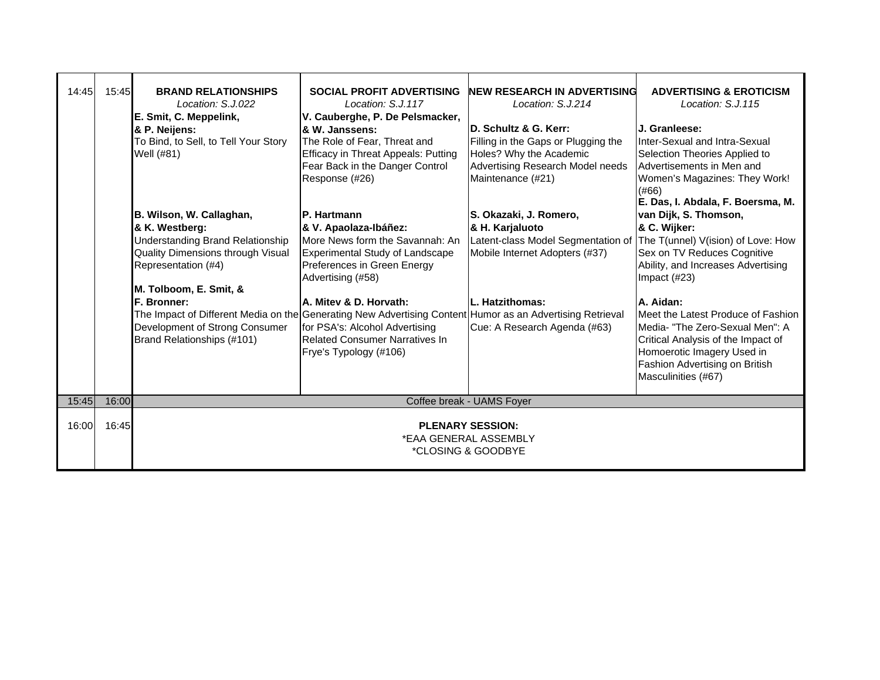| | | | | | |
|---|---|---|---|---|---|
| 14:45 | 15:45 | **BRAND RELATIONSHIPS**<br>*Location: S.J.022*<br>**E. Smit, C. Meppelink, & P. Neijens:**<br>To Bind, to Sell, to Tell Your Story Well (#81)<br><br>**B. Wilson, W. Callaghan, & K. Westberg:**<br>Understanding Brand Relationship Quality Dimensions through Visual Representation (#4)<br><br>**M. Tolboom, E. Smit, & F. Bronner:**<br>The Impact of Different Media on the Development of Strong Consumer Brand Relationships (#101) | **SOCIAL PROFIT ADVERTISING**<br>*Location: S.J.117*<br>**V. Cauberghe, P. De Pelsmacker, & W. Janssens:**<br>The Role of Fear, Threat and Efficacy in Threat Appeals: Putting Fear Back in the Danger Control Response (#26)<br><br>**P. Hartmann & V. Apaolaza-Ibáñez:**<br>More News form the Savannah: An Experimental Study of Landscape Preferences in Green Energy Advertising (#58)<br><br>**A. Mitev & D. Horvath:**<br>Generating New Advertising Content for PSA's: Alcohol Advertising Related Consumer Narratives In Frye's Typology (#106) | **NEW RESEARCH IN ADVERTISING**<br>*Location: S.J.214*<br>**D. Schultz & G. Kerr:**<br>Filling in the Gaps or Plugging the Holes? Why the Academic Advertising Research Model needs Maintenance (#21)<br><br>**S. Okazaki, J. Romero, & H. Karjaluoto**<br>Latent-class Model Segmentation of Mobile Internet Adopters (#37)<br><br>**L. Hatzithomas:**<br>Humor as an Advertising Retrieval Cue: A Research Agenda (#63) | **ADVERTISING & EROTICISM**<br>*Location: S.J.115*<br>**J. Granleese:**<br>Inter-Sexual and Intra-Sexual Selection Theories Applied to Advertisements in Men and Women's Magazines: They Work! (#66)<br><br>**E. Das, I. Abdala, F. Boersma, M. van Dijk, S. Thomson, & C. Wijker:**<br>The T(unnel) V(ision) of Love: How Sex on TV Reduces Cognitive Ability, and Increases Advertising Impact (#23)<br><br>**A. Aidan:**<br>Meet the Latest Produce of Fashion Media- "The Zero-Sexual Men": A Critical Analysis of the Impact of Homoerotic Imagery Used in Fashion Advertising on British Masculinities (#67) |
| 15:45 | 16:00 | Coffee break - UAMS Foyer | | | |
| 16:00 | 16:45 | **PLENARY SESSION:**<br>*EAA GENERAL ASSEMBLY<br>*CLOSING & GOODBYE | | | |